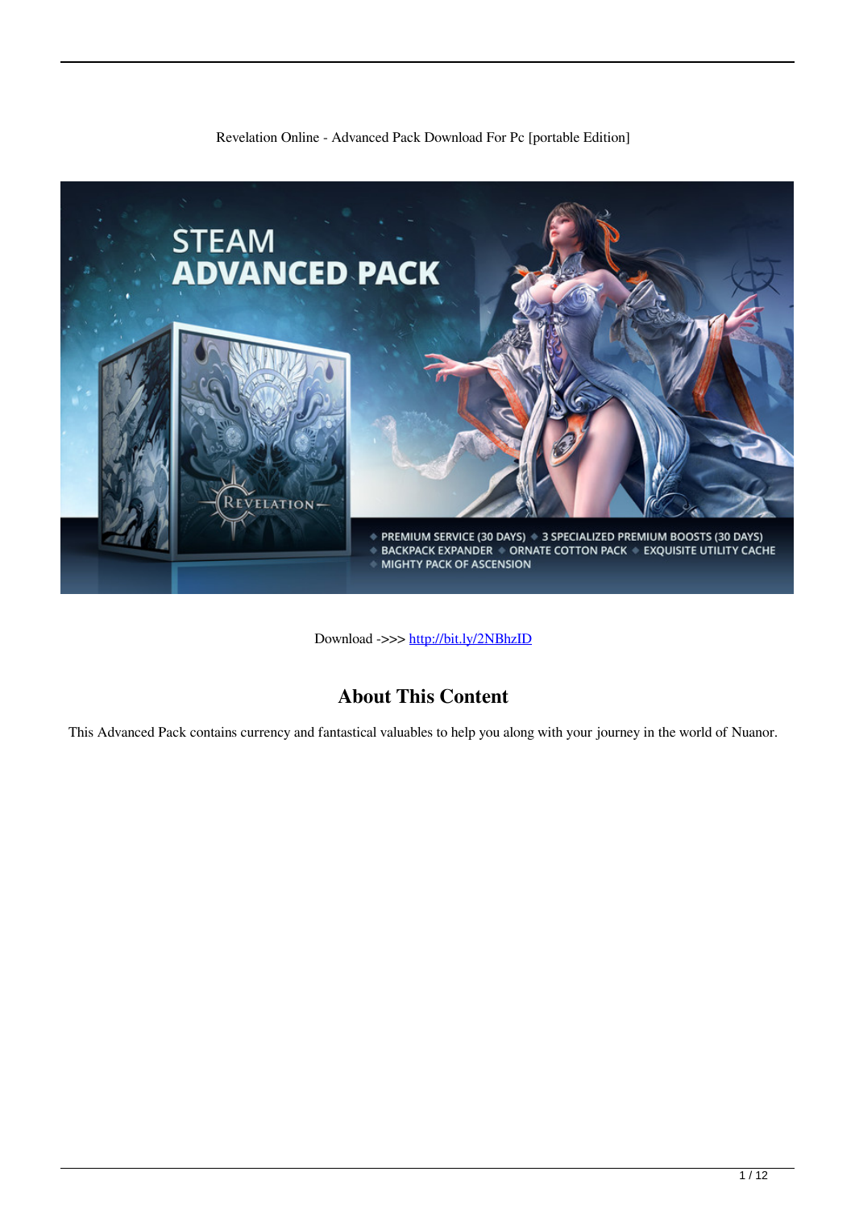Revelation Online - Advanced Pack Download For Pc [portable Edition]

Download ->>> http://bit.ly/2NBhzID

## About This Content

This Advanced Pack contains currency and fantastical valuables to help you along with your journey in the world of Nuanor.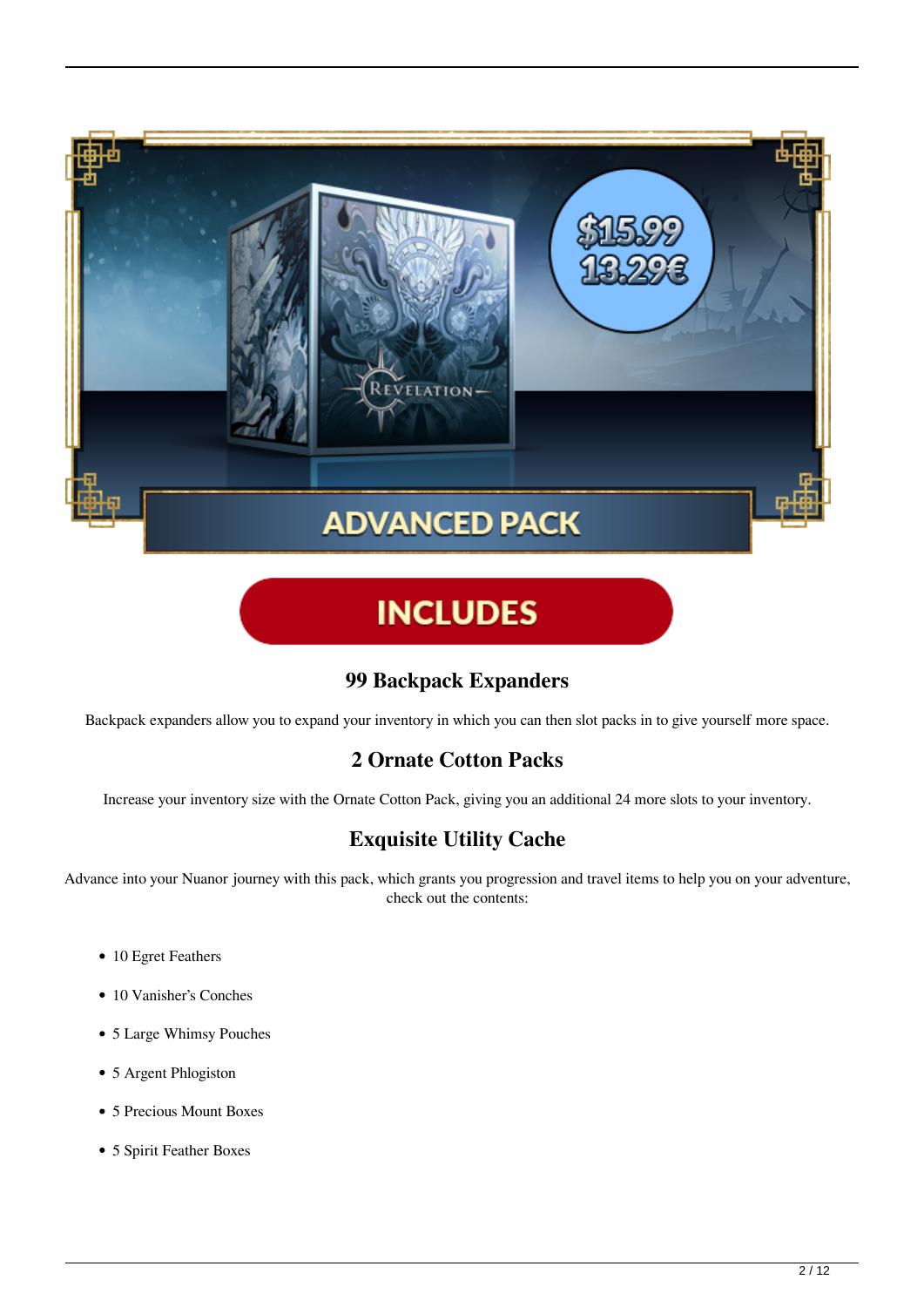## 99 Backpack Expanders

Backpack expanders allow you to expand your inventory in which you can then slot packs in to give yourself more space.

## 2 Ornate Cotton Packs

Increase your inventory size with the Ornate Cotton Pack, giving you an additional 24 more slots to your inventory.

## Exquisite Utility Cache

Advance into your Nuanor journey with this pack, which grants you progression and travel items to help you on your adventure, check out the contents:

- 10 Egret Feathers
- 10 Vanisher's Conches
- 5 Large Whimsy Pouches
- 5 Argent Phlogiston
- 5 Precious Mount Boxes
- 5 Spirit Feather Boxes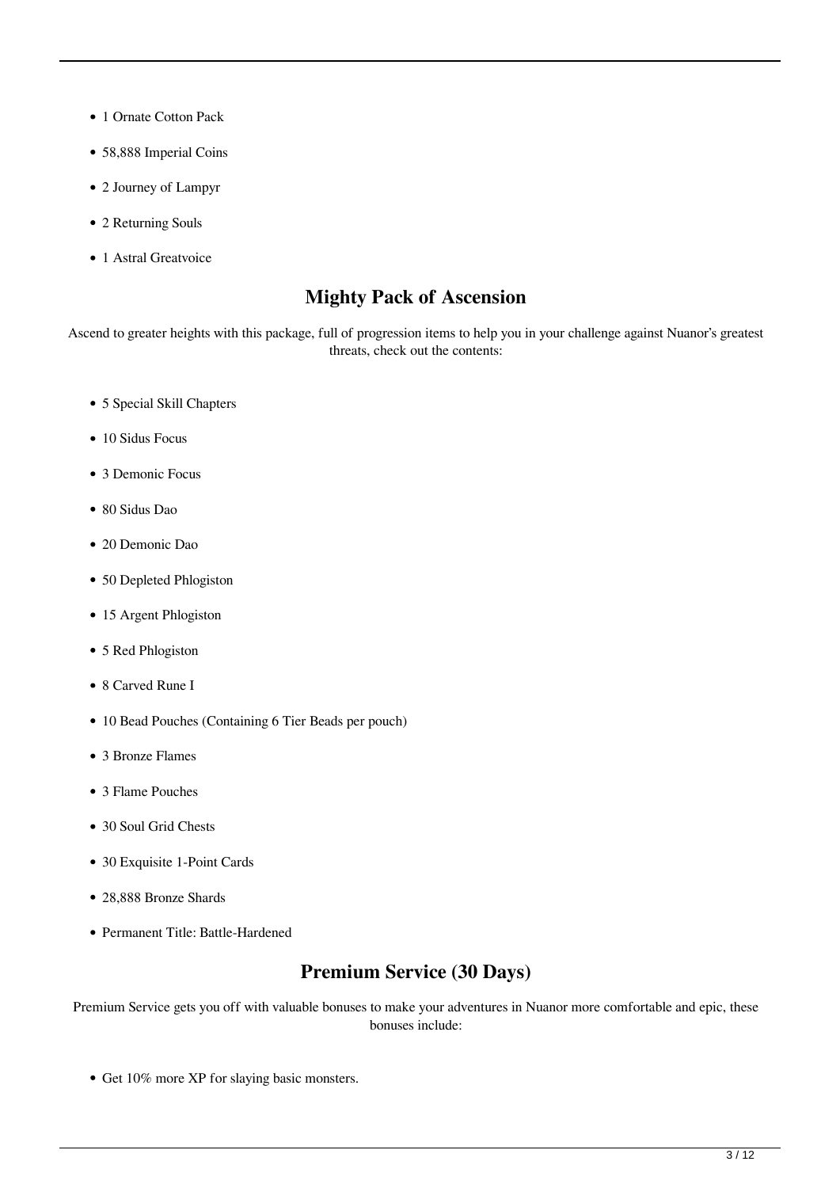- 1 Ornate Cotton Pack
- 58,888 Imperial Coins
- 2 Journey of Lampyr
- 2 Returning Souls
- 1 Astral Greatvoice

## Mighty Pack of Ascension

Ascend to greater heights with this package, full of progression items to help you in your challenge against Nuanor's greatest threats, check out the contents:

- 5 Special Skill Chapters
- 10 Sidus Focus
- 3 Demonic Focus
- 80 Sidus Dao
- 20 Demonic Dao
- 50 Depleted Phlogiston
- 15 Argent Phlogiston
- 5 Red Phlogiston
- 8 Carved Rune I
- 10 Bead Pouches (Containing 6 Tier Beads per pouch)
- 3 Bronze Flames
- 3 Flame Pouches
- 30 Soul Grid Chests
- 30 Exquisite 1-Point Cards
- 28,888 Bronze Shards
- Permanent Title: Battle-Hardened

## Premium Service (30 Days)

Premium Service gets you off with valuable bonuses to make your adventures in Nuanor more comfortable and epic, these bonuses include:

- Get 10% more XP for slaying basic monsters.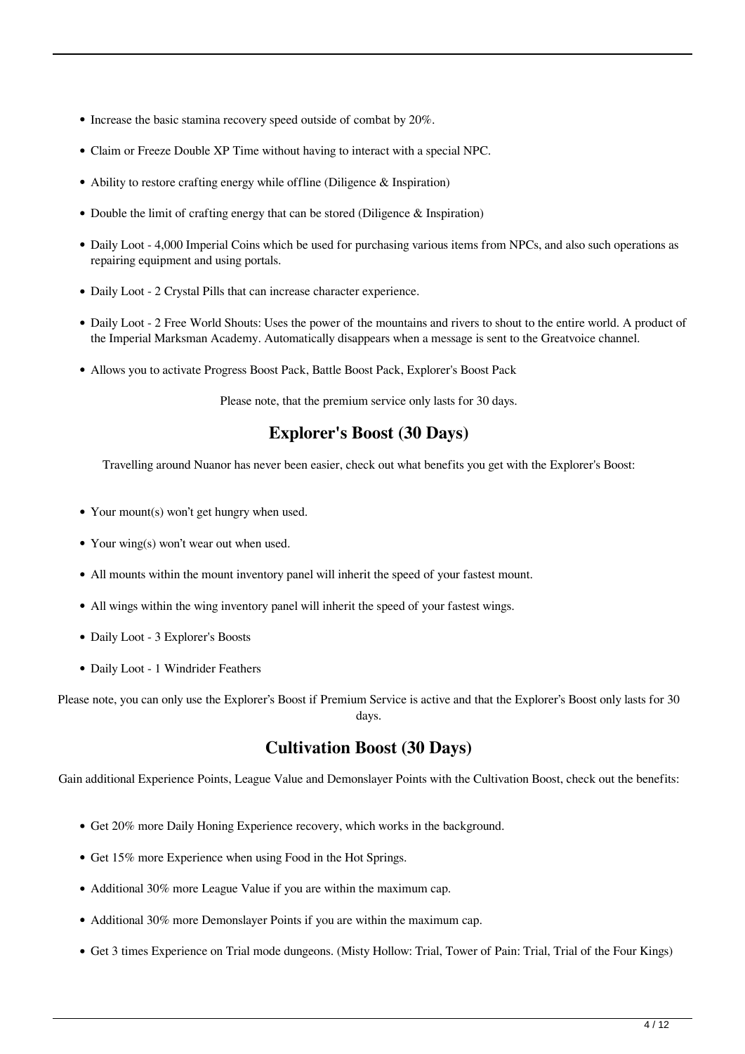- Increase the basic stamina recovery speed outside of combat by 20%.
- Claim or Freeze Double XP Time without having to interact with a special NPC.
- Ability to restore crafting energy while offline (Diligence & Inspiration)
- Double the limit of crafting energy that can be stored (Diligence & Inspiration)
- Daily Loot - 4,000 Imperial Coins which be used for purchasing various items from NPCs, and also such operations as repairing equipment and using portals.
- Daily Loot - 2 Crystal Pills that can increase character experience.
- Daily Loot - 2 Free World Shouts: Uses the power of the mountains and rivers to shout to the entire world. A product of the Imperial Marksman Academy. Automatically disappears when a message is sent to the Greatvoice channel.
- Allows you to activate Progress Boost Pack, Battle Boost Pack, Explorer's Boost Pack

Please note, that the premium service only lasts for 30 days.

## Explorer's Boost (30 Days)

Travelling around Nuanor has never been easier, check out what benefits you get with the Explorer's Boost:

- Your mount(s) won't get hungry when used.
- Your wing(s) won't wear out when used.
- All mounts within the mount inventory panel will inherit the speed of your fastest mount.
- All wings within the wing inventory panel will inherit the speed of your fastest wings.
- Daily Loot - 3 Explorer's Boosts
- Daily Loot - 1 Windrider Feathers

Please note, you can only use the Explorer's Boost if Premium Service is active and that the Explorer's Boost only lasts for 30 days.

## Cultivation Boost (30 Days)

Gain additional Experience Points, League Value and Demonslayer Points with the Cultivation Boost, check out the benefits:

- Get 20% more Daily Honing Experience recovery, which works in the background.
- Get 15% more Experience when using Food in the Hot Springs.
- Additional 30% more League Value if you are within the maximum cap.
- Additional 30% more Demonslayer Points if you are within the maximum cap.
- Get 3 times Experience on Trial mode dungeons. (Misty Hollow: Trial, Tower of Pain: Trial, Trial of the Four Kings)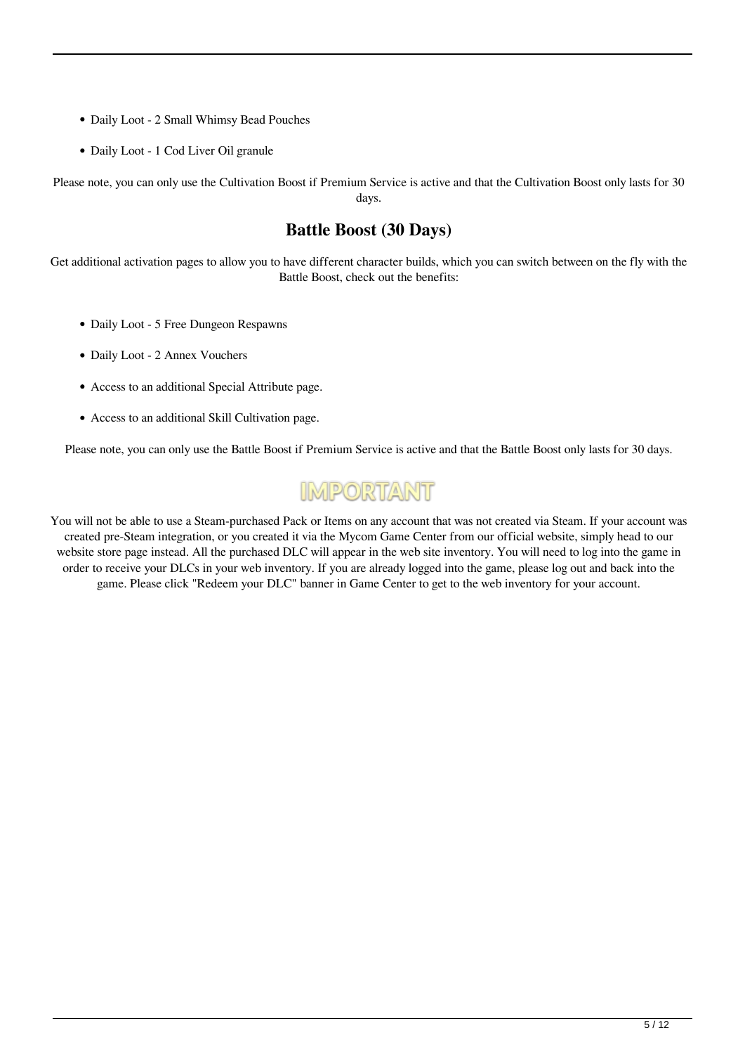- Daily Loot - 2 Small Whimsy Bead Pouches
- Daily Loot - 1 Cod Liver Oil granule

Please note, you can only use the Cultivation Boost if Premium Service is active and that the Cultivation Boost only lasts for 30 days.

## Battle Boost (30 Days)

Get additional activation pages to allow you to have different character builds, which you can switch between on the fly with the Battle Boost, check out the benefits:

- Daily Loot - 5 Free Dungeon Respawns
- Daily Loot - 2 Annex Vouchers
- Access to an additional Special Attribute page.
- Access to an additional Skill Cultivation page.

Please note, you can only use the Battle Boost if Premium Service is active and that the Battle Boost only lasts for 30 days.

**IMPORTANT**

You will not be able to use a Steam-purchased Pack or Items on any account that was not created via Steam. If your account was created pre-Steam integration, or you created it via the Mycom Game Center from our official website, simply head to our website store page instead. All the purchased DLC will appear in the web site inventory. You will need to log into the game in order to receive your DLCs in your web inventory. If you are already logged into the game, please log out and back into the game. Please click "Redeem your DLC" banner in Game Center to get to the web inventory for your account.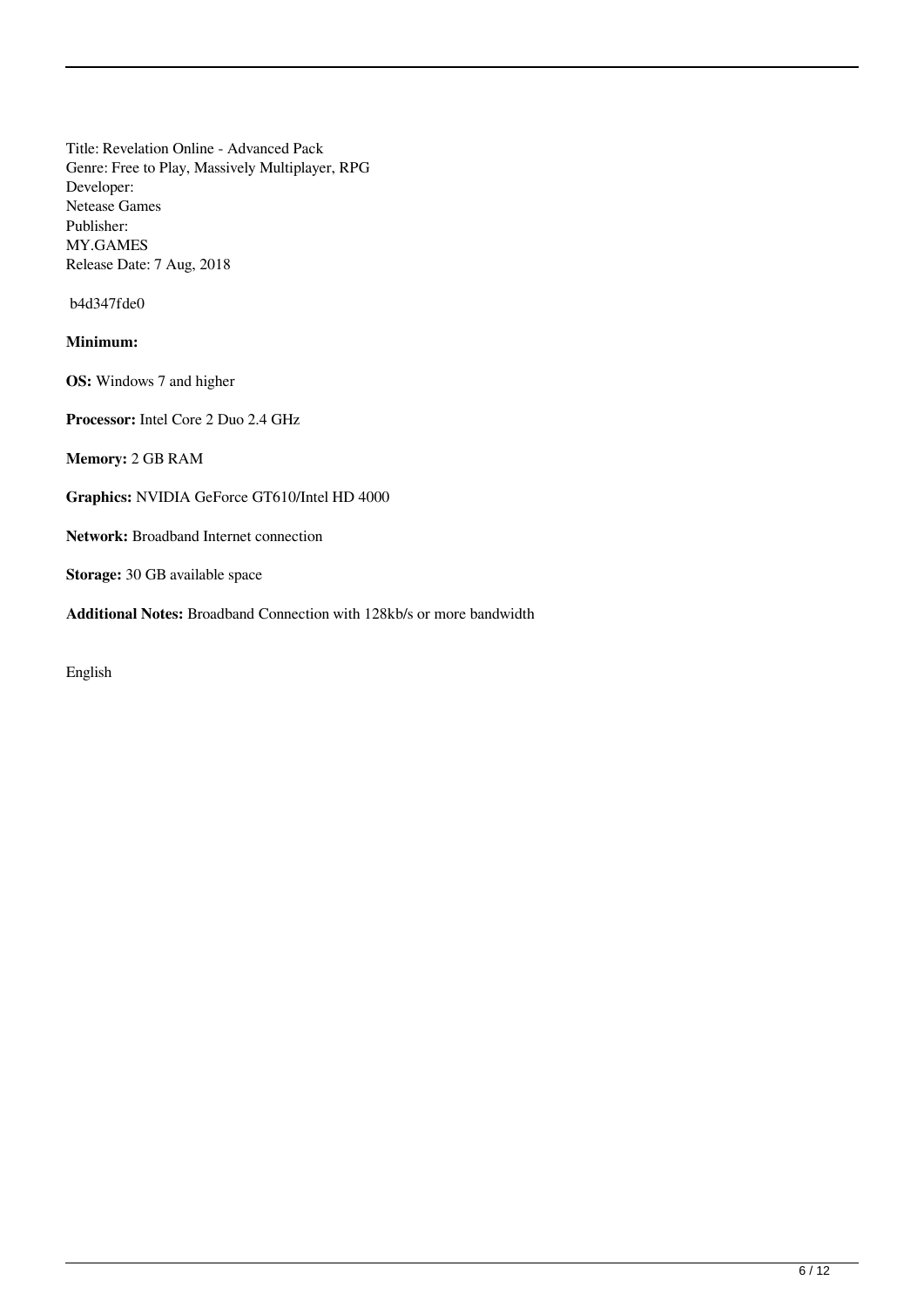Title: Revelation Online - Advanced Pack
Genre: Free to Play, Massively Multiplayer, RPG
Developer:
Netease Games
Publisher:
MY.GAMES
Release Date: 7 Aug, 2018

b4d347fde0

**Minimum:**

**OS:** Windows 7 and higher

**Processor:** Intel Core 2 Duo 2.4 GHz

**Memory:** 2 GB RAM

**Graphics:** NVIDIA GeForce GT610/Intel HD 4000

**Network:** Broadband Internet connection

**Storage:** 30 GB available space

**Additional Notes:** Broadband Connection with 128kb/s or more bandwidth

English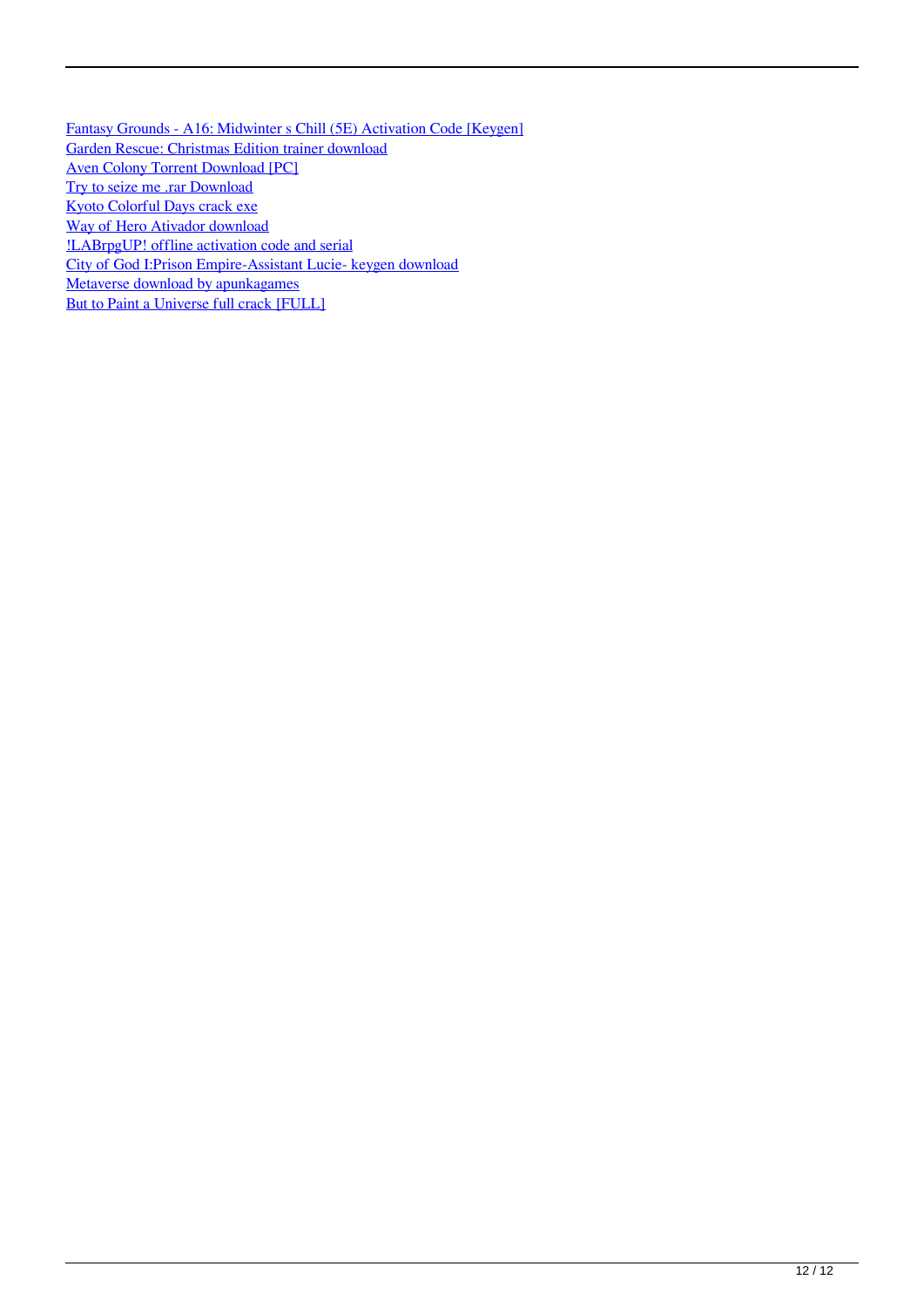Fantasy Grounds - A16: Midwinter s Chill (5E) Activation Code [Keygen]
Garden Rescue: Christmas Edition trainer download
Aven Colony Torrent Download [PC]
Try to seize me .rar Download
Kyoto Colorful Days crack exe
Way of Hero Ativador download
!LABrpgUP! offline activation code and serial
City of God I:Prison Empire-Assistant Lucie- keygen download
Metaverse download by apunkagames
But to Paint a Universe full crack [FULL]